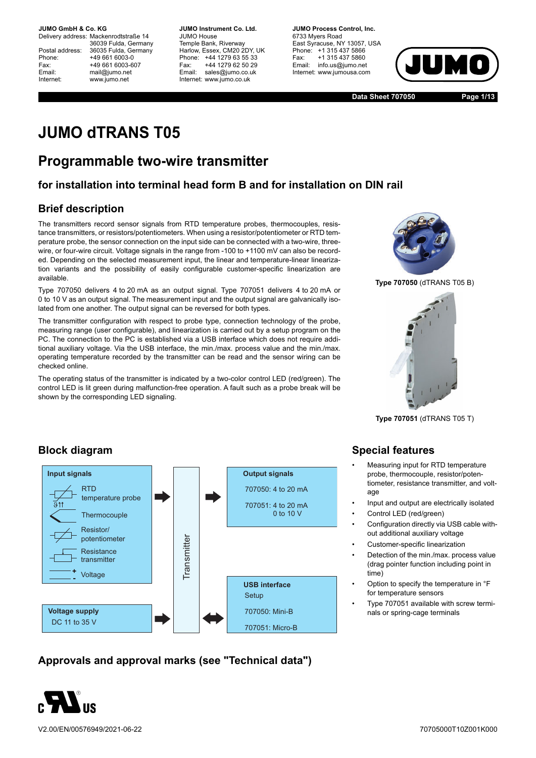**JUMO GmbH & Co. KG**
Delivery address: Mackenrodtstraße 14, 36039 Fulda, Germany
Postal address: 36035 Fulda, Germany
Phone: +49 661 6003-0
Fax: +49 661 6003-607
Email: mail@jumo.net
Internet: www.jumo.net

**JUMO Instrument Co. Ltd.**
JUMO House
Temple Bank, Riverway
Harlow, Essex, CM20 2DY, UK
Phone: +44 1279 63 55 33
Fax: +44 1279 62 50 29
Email: sales@jumo.co.uk
Internet: www.jumo.co.uk

**JUMO Process Control, Inc.**
6733 Myers Road
East Syracuse, NY 13057, USA
Phone: +1 315 437 5866
Fax: +1 315 437 5860
Email: info.us@jumo.net
Internet: www.jumousa.com

# JUMO dTRANS T05

## Programmable two-wire transmitter

### for installation into terminal head form B and for installation on DIN rail

## Brief description

The transmitters record sensor signals from RTD temperature probes, thermocouples, resistance transmitters, or resistors/potentiometers. When using a resistor/potentiometer or RTD temperature probe, the sensor connection on the input side can be connected with a two-wire, three-wire, or four-wire circuit. Voltage signals in the range from -100 to +1100 mV can also be recorded. Depending on the selected measurement input, the linear and temperature-linear linearization variants and the possibility of easily configurable customer-specific linearization are available.

Type 707050 delivers 4 to 20 mA as an output signal. Type 707051 delivers 4 to 20 mA or 0 to 10 V as an output signal. The measurement input and the output signal are galvanically isolated from one another. The output signal can be reversed for both types.

The transmitter configuration with respect to probe type, connection technology of the probe, measuring range (user configurable), and linearization is carried out by a setup program on the PC. The connection to the PC is established via a USB interface which does not require additional auxiliary voltage. Via the USB interface, the min./max. process value and the min./max. operating temperature recorded by the transmitter can be read and the sensor wiring can be checked online.

The operating status of the transmitter is indicated by a two-color control LED (red/green). The control LED is lit green during malfunction-free operation. A fault such as a probe break will be shown by the corresponding LED signaling.

**Type 707050** (dTRANS T05 B)

**Type 707051** (dTRANS T05 T)

## Block diagram

**Input signals**
- RTD temperature probe
- Thermocouple
- Resistor/potentiometer
- Resistance transmitter
- Voltage

**Voltage supply**
DC 11 to 35 V

Transmitter

**Output signals**
- 707050: 4 to 20 mA
- 707051: 4 to 20 mA, 0 to 10 V

**USB interface**
Setup
- 707050: Mini-B
- 707051: Micro-B

## Special features

- Measuring input for RTD temperature probe, thermocouple, resistor/potentiometer, resistance transmitter, and voltage
- Input and output are electrically isolated
- Control LED (red/green)
- Configuration directly via USB cable without additional auxiliary voltage
- Customer-specific linearization
- Detection of the min./max. process value (drag pointer function including point in time)
- Option to specify the temperature in °F for temperature sensors
- Type 707051 available with screw terminals or spring-cage terminals

## Approvals and approval marks (see "Technical data")

c UL us

V2.00/EN/00576949/2021-06-22

70705000T10Z001K000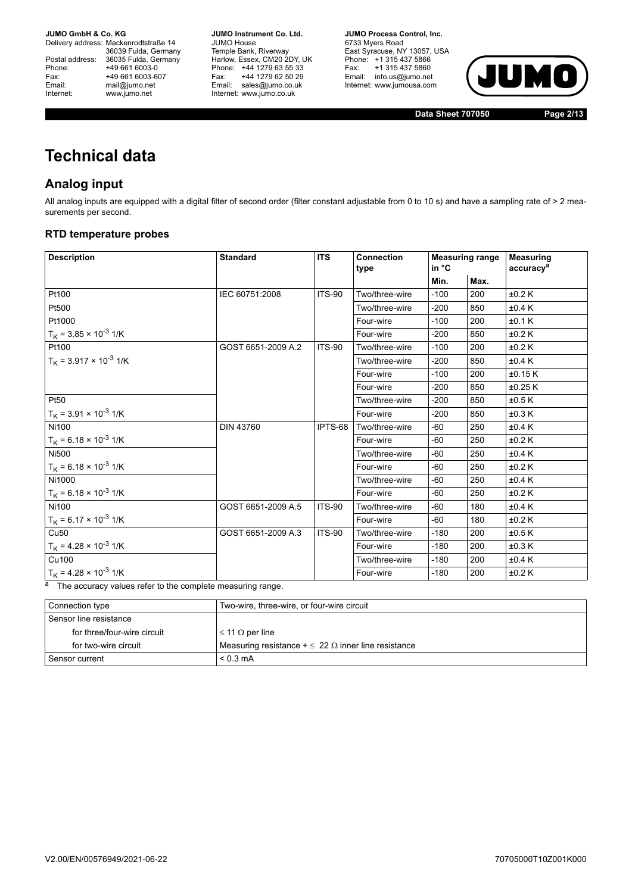# Technical data

## Analog input

All analog inputs are equipped with a digital filter of second order (filter constant adjustable from 0 to 10 s) and have a sampling rate of > 2 measurements per second.

### RTD temperature probes

| Description | Standard | ITS | Connection type | Measuring range in °C | | Measuring accuracy[a] |
|---|---|---|---|---|---|---|
| | | | | Min. | Max. | |
| Pt100 | IEC 60751:2008 | ITS-90 | Two/three-wire | -100 | 200 | ±0.2 K |
| Pt500 | | | Two/three-wire | -200 | 850 | ±0.4 K |
| Pt1000 | | | Four-wire | -100 | 200 | ±0.1 K |
| $T_K = 3.85 \times 10^{-3}$ 1/K | | | Four-wire | -200 | 850 | ±0.2 K |
| Pt100 | GOST 6651-2009 A.2 | ITS-90 | Two/three-wire | -100 | 200 | ±0.2 K |
| $T_K = 3.917 \times 10^{-3}$ 1/K | | | Two/three-wire | -200 | 850 | ±0.4 K |
| | | | Four-wire | -100 | 200 | ±0.15 K |
| | | | Four-wire | -200 | 850 | ±0.25 K |
| Pt50 | | | Two/three-wire | -200 | 850 | ±0.5 K |
| $T_K = 3.91 \times 10^{-3}$ 1/K | | | Four-wire | -200 | 850 | ±0.3 K |
| Ni100 | DIN 43760 | IPTS-68 | Two/three-wire | -60 | 250 | ±0.4 K |
| $T_K = 6.18 \times 10^{-3}$ 1/K | | | Four-wire | -60 | 250 | ±0.2 K |
| Ni500 | | | Two/three-wire | -60 | 250 | ±0.4 K |
| $T_K = 6.18 \times 10^{-3}$ 1/K | | | Four-wire | -60 | 250 | ±0.2 K |
| Ni1000 | | | Two/three-wire | -60 | 250 | ±0.4 K |
| $T_K = 6.18 \times 10^{-3}$ 1/K | | | Four-wire | -60 | 250 | ±0.2 K |
| Ni100 | GOST 6651-2009 A.5 | ITS-90 | Two/three-wire | -60 | 180 | ±0.4 K |
| $T_K = 6.17 \times 10^{-3}$ 1/K | | | Four-wire | -60 | 180 | ±0.2 K |
| Cu50 | GOST 6651-2009 A.3 | ITS-90 | Two/three-wire | -180 | 200 | ±0.5 K |
| $T_K = 4.28 \times 10^{-3}$ 1/K | | | Four-wire | -180 | 200 | ±0.3 K |
| Cu100 | | | Two/three-wire | -180 | 200 | ±0.4 K |
| $T_K = 4.28 \times 10^{-3}$ 1/K | | | Four-wire | -180 | 200 | ±0.2 K |

[a] The accuracy values refer to the complete measuring range.

| Connection type | Two-wire, three-wire, or four-wire circuit |
|---|---|
| Sensor line resistance | |
| for three/four-wire circuit | ≤ 11 Ω per line |
| for two-wire circuit | Measuring resistance + ≤ 22 Ω inner line resistance |
| Sensor current | < 0.3 mA |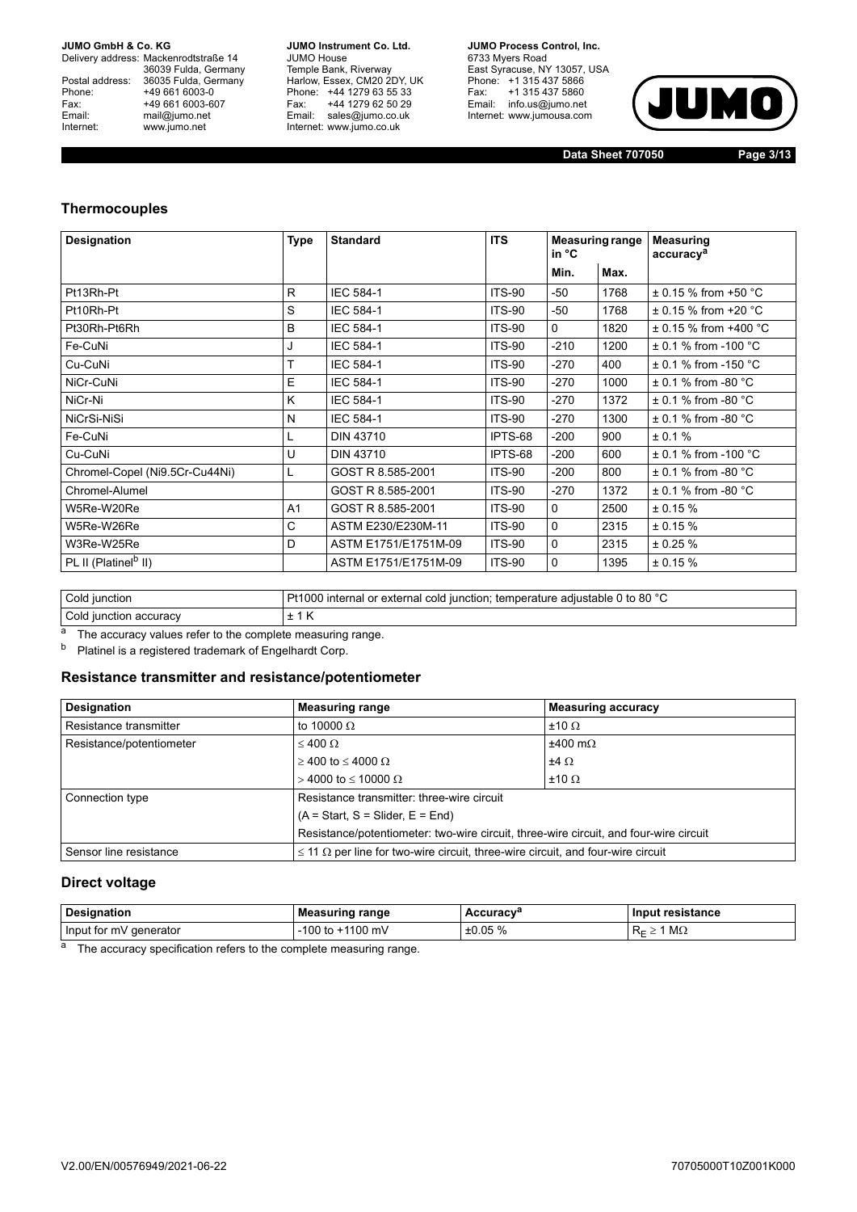## Thermocouples

| Designation | Type | Standard | ITS | Measuring range in °C | | Measuring accuracy[a] |
|---|---|---|---|---|---|---|
| | | | | Min. | Max. | |
| Pt13Rh-Pt | R | IEC 584-1 | ITS-90 | -50 | 1768 | ± 0.15 % from +50 °C |
| Pt10Rh-Pt | S | IEC 584-1 | ITS-90 | -50 | 1768 | ± 0.15 % from +20 °C |
| Pt30Rh-Pt6Rh | B | IEC 584-1 | ITS-90 | 0 | 1820 | ± 0.15 % from +400 °C |
| Fe-CuNi | J | IEC 584-1 | ITS-90 | -210 | 1200 | ± 0.1 % from -100 °C |
| Cu-CuNi | T | IEC 584-1 | ITS-90 | -270 | 400 | ± 0.1 % from -150 °C |
| NiCr-CuNi | E | IEC 584-1 | ITS-90 | -270 | 1000 | ± 0.1 % from -80 °C |
| NiCr-Ni | K | IEC 584-1 | ITS-90 | -270 | 1372 | ± 0.1 % from -80 °C |
| NiCrSi-NiSi | N | IEC 584-1 | ITS-90 | -270 | 1300 | ± 0.1 % from -80 °C |
| Fe-CuNi | L | DIN 43710 | IPTS-68 | -200 | 900 | ± 0.1 % |
| Cu-CuNi | U | DIN 43710 | IPTS-68 | -200 | 600 | ± 0.1 % from -100 °C |
| Chromel-Copel (Ni9.5Cr-Cu44Ni) | L | GOST R 8.585-2001 | ITS-90 | -200 | 800 | ± 0.1 % from -80 °C |
| Chromel-Alumel | | GOST R 8.585-2001 | ITS-90 | -270 | 1372 | ± 0.1 % from -80 °C |
| W5Re-W20Re | A1 | GOST R 8.585-2001 | ITS-90 | 0 | 2500 | ± 0.15 % |
| W5Re-W26Re | C | ASTM E230/E230M-11 | ITS-90 | 0 | 2315 | ± 0.15 % |
| W3Re-W25Re | D | ASTM E1751/E1751M-09 | ITS-90 | 0 | 2315 | ± 0.25 % |
| PL II (Platinel[b] II) | | ASTM E1751/E1751M-09 | ITS-90 | 0 | 1395 | ± 0.15 % |

| Cold junction | Pt1000 internal or external cold junction; temperature adjustable 0 to 80 °C |
|---|---|
| Cold junction accuracy | ± 1 K |

[a] The accuracy values refer to the complete measuring range.

[b] Platinel is a registered trademark of Engelhardt Corp.

## Resistance transmitter and resistance/potentiometer

| Designation | Measuring range | Measuring accuracy |
|---|---|---|
| Resistance transmitter | to 10000 Ω | ±10 Ω |
| Resistance/potentiometer | ≤ 400 Ω | ±400 mΩ |
| | ≥ 400 to ≤ 4000 Ω | ±4 Ω |
| | > 4000 to ≤ 10000 Ω | ±10 Ω |
| Connection type | Resistance transmitter: three-wire circuit | |
| | (A = Start, S = Slider, E = End) | |
| | Resistance/potentiometer: two-wire circuit, three-wire circuit, and four-wire circuit | |
| Sensor line resistance | ≤ 11 Ω per line for two-wire circuit, three-wire circuit, and four-wire circuit | |

## Direct voltage

| Designation | Measuring range | Accuracy[a] | Input resistance |
|---|---|---|---|
| Input for mV generator | -100 to +1100 mV | ±0.05 % | $R_E \geq 1$ MΩ |

[a] The accuracy specification refers to the complete measuring range.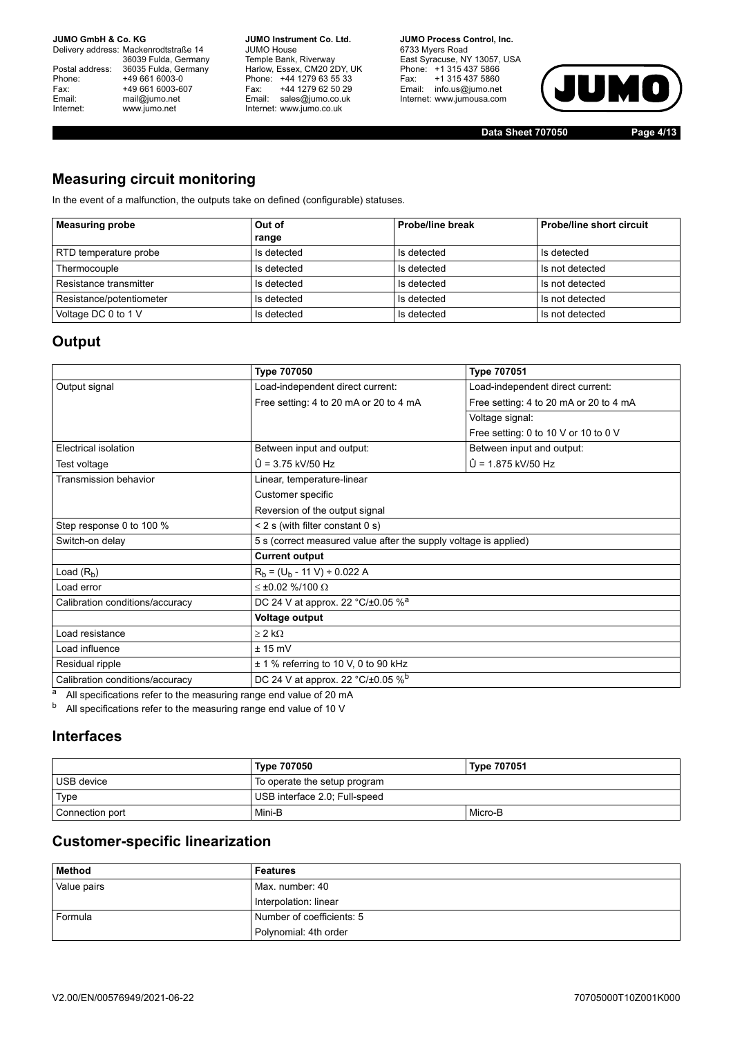## Measuring circuit monitoring

In the event of a malfunction, the outputs take on defined (configurable) statuses.

| Measuring probe | Out of range | Probe/line break | Probe/line short circuit |
|---|---|---|---|
| RTD temperature probe | Is detected | Is detected | Is detected |
| Thermocouple | Is detected | Is detected | Is not detected |
| Resistance transmitter | Is detected | Is detected | Is not detected |
| Resistance/potentiometer | Is detected | Is detected | Is not detected |
| Voltage DC 0 to 1 V | Is detected | Is detected | Is not detected |

## Output

| | Type 707050 | Type 707051 |
|---|---|---|
| Output signal | Load-independent direct current: | Load-independent direct current: |
| | Free setting: 4 to 20 mA or 20 to 4 mA | Free setting: 4 to 20 mA or 20 to 4 mA |
| | | Voltage signal: |
| | | Free setting: 0 to 10 V or 10 to 0 V |
| Electrical isolation | Between input and output: | Between input and output: |
| Test voltage | Û = 3.75 kV/50 Hz | Û = 1.875 kV/50 Hz |
| Transmission behavior | Linear, temperature-linear | |
| | Customer specific | |
| | Reversion of the output signal | |
| Step response 0 to 100 % | < 2 s (with filter constant 0 s) | |
| Switch-on delay | 5 s (correct measured value after the supply voltage is applied) | |
| | **Current output** | |
| Load ($R_b$) | $R_b = (U_b - 11\ V) \div 0.022\ A$ | |
| Load error | ≤ ±0.02 %/100 Ω | |
| Calibration conditions/accuracy | DC 24 V at approx. 22 °C/±0.05 %[a] | |
| | **Voltage output** | |
| Load resistance | ≥ 2 kΩ | |
| Load influence | ± 15 mV | |
| Residual ripple | ± 1 % referring to 10 V, 0 to 90 kHz | |
| Calibration conditions/accuracy | DC 24 V at approx. 22 °C/±0.05 %[b] | |

[a] All specifications refer to the measuring range end value of 20 mA

[b] All specifications refer to the measuring range end value of 10 V

## Interfaces

| | Type 707050 | Type 707051 |
|---|---|---|
| USB device | To operate the setup program | |
| Type | USB interface 2.0; Full-speed | |
| Connection port | Mini-B | Micro-B |

## Customer-specific linearization

| Method | Features |
|---|---|
| Value pairs | Max. number: 40 |
| | Interpolation: linear |
| Formula | Number of coefficients: 5 |
| | Polynomial: 4th order |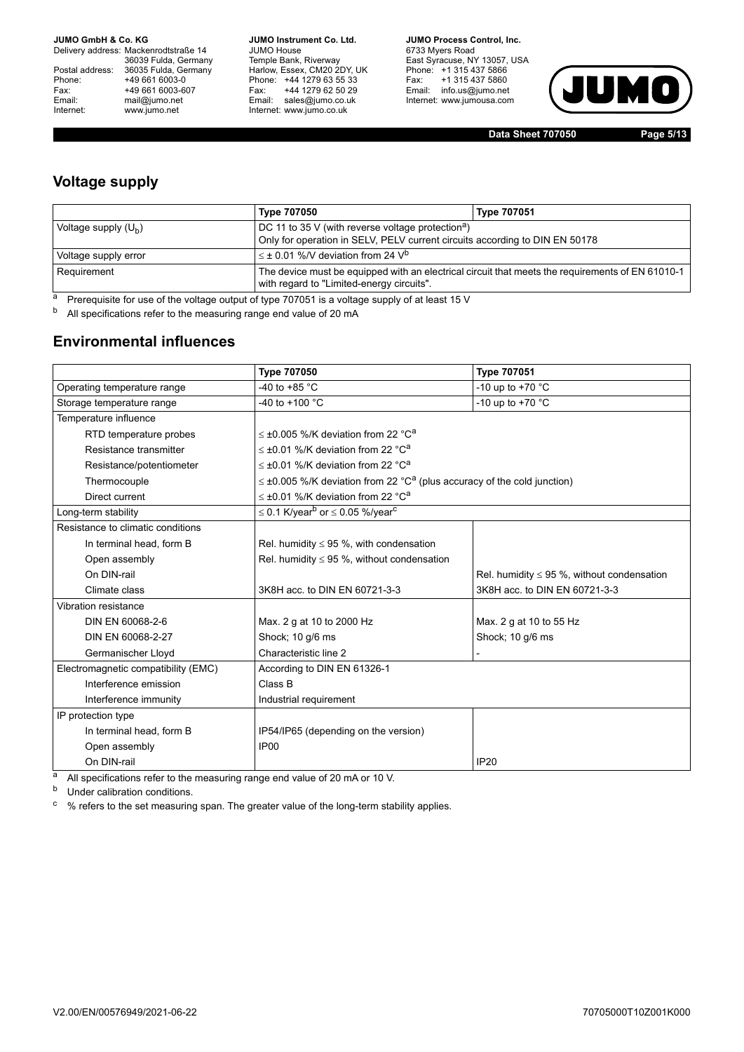## Voltage supply

| | Type 707050 | Type 707051 |
|---|---|---|
| Voltage supply ($U_b$) | DC 11 to 35 V (with reverse voltage protection[a])<br>Only for operation in SELV, PELV current circuits according to DIN EN 50178 | |
| Voltage supply error | ≤ ± 0.01 %/V deviation from 24 V[b] | |
| Requirement | The device must be equipped with an electrical circuit that meets the requirements of EN 61010-1 with regard to "Limited-energy circuits". | |

[a] Prerequisite for use of the voltage output of type 707051 is a voltage supply of at least 15 V

[b] All specifications refer to the measuring range end value of 20 mA

## Environmental influences

| | Type 707050 | Type 707051 |
|---|---|---|
| Operating temperature range | -40 to +85 °C | -10 up to +70 °C |
| Storage temperature range | -40 to +100 °C | -10 up to +70 °C |
| Temperature influence | | |
| RTD temperature probes | ≤ ±0.005 %/K deviation from 22 °C[a] | |
| Resistance transmitter | ≤ ±0.01 %/K deviation from 22 °C[a] | |
| Resistance/potentiometer | ≤ ±0.01 %/K deviation from 22 °C[a] | |
| Thermocouple | ≤ ±0.005 %/K deviation from 22 °C[a] (plus accuracy of the cold junction) | |
| Direct current | ≤ ±0.01 %/K deviation from 22 °C[a] | |
| Long-term stability | ≤ 0.1 K/year[b] or ≤ 0.05 %/year[c] | |
| Resistance to climatic conditions | | |
| In terminal head, form B | Rel. humidity ≤ 95 %, with condensation | |
| Open assembly | Rel. humidity ≤ 95 %, without condensation | |
| On DIN-rail | | Rel. humidity ≤ 95 %, without condensation |
| Climate class | 3K8H acc. to DIN EN 60721-3-3 | 3K8H acc. to DIN EN 60721-3-3 |
| Vibration resistance | | |
| DIN EN 60068-2-6 | Max. 2 g at 10 to 2000 Hz | Max. 2 g at 10 to 55 Hz |
| DIN EN 60068-2-27 | Shock; 10 g/6 ms | Shock; 10 g/6 ms |
| Germanischer Lloyd | Characteristic line 2 | - |
| Electromagnetic compatibility (EMC) | According to DIN EN 61326-1 | |
| Interference emission | Class B | |
| Interference immunity | Industrial requirement | |
| IP protection type | | |
| In terminal head, form B | IP54/IP65 (depending on the version) | |
| Open assembly | IP00 | |
| On DIN-rail | | IP20 |

[a] All specifications refer to the measuring range end value of 20 mA or 10 V.

[b] Under calibration conditions.

[c] % refers to the set measuring span. The greater value of the long-term stability applies.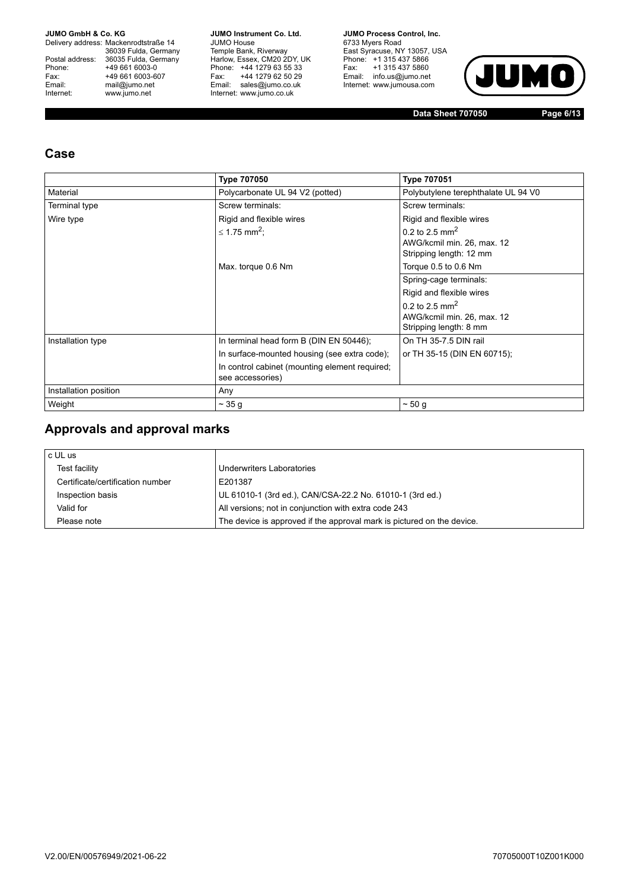## Case

| | Type 707050 | Type 707051 |
|---|---|---|
| Material | Polycarbonate UL 94 V2 (potted) | Polybutylene terephthalate UL 94 V0 |
| Terminal type | Screw terminals: | Screw terminals: |
| Wire type | Rigid and flexible wires | Rigid and flexible wires |
| | ≤ 1.75 $mm^2$; | 0.2 to 2.5 $mm^2$<br>AWG/kcmil min. 26, max. 12<br>Stripping length: 12 mm |
| | Max. torque 0.6 Nm | Torque 0.5 to 0.6 Nm |
| | | Spring-cage terminals: |
| | | Rigid and flexible wires |
| | | 0.2 to 2.5 $mm^2$<br>AWG/kcmil min. 26, max. 12<br>Stripping length: 8 mm |
| Installation type | In terminal head form B (DIN EN 50446); | On TH 35-7.5 DIN rail |
| | In surface-mounted housing (see extra code); | or TH 35-15 (DIN EN 60715); |
| | In control cabinet (mounting element required; see accessories) | |
| Installation position | Any | |
| Weight | ~ 35 g | ~ 50 g |

## Approvals and approval marks

| c UL us | |
|---|---|
| Test facility | Underwriters Laboratories |
| Certificate/certification number | E201387 |
| Inspection basis | UL 61010-1 (3rd ed.), CAN/CSA-22.2 No. 61010-1 (3rd ed.) |
| Valid for | All versions; not in conjunction with extra code 243 |
| Please note | The device is approved if the approval mark is pictured on the device. |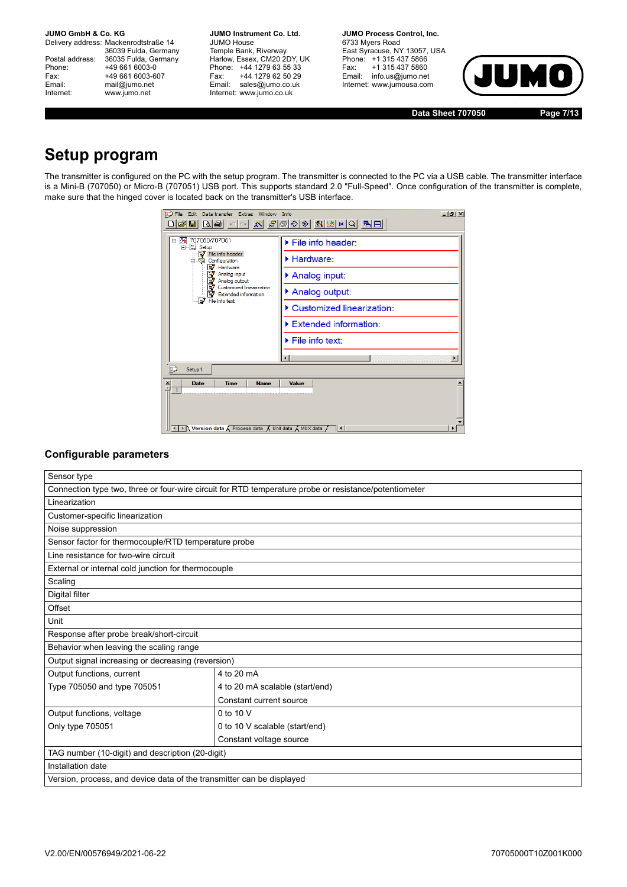# Setup program

The transmitter is configured on the PC with the setup program. The transmitter is connected to the PC via a USB cable. The transmitter interface is a Mini-B (707050) or Micro-B (707051) USB port. This supports standard 2.0 "Full-Speed". Once configuration of the transmitter is complete, make sure that the hinged cover is located back on the transmitter's USB interface.

## Configurable parameters

| Sensor type | |
|---|---|
| Connection type two, three or four-wire circuit for RTD temperature probe or resistance/potentiometer | |
| Linearization | |
| Customer-specific linearization | |
| Noise suppression | |
| Sensor factor for thermocouple/RTD temperature probe | |
| Line resistance for two-wire circuit | |
| External or internal cold junction for thermocouple | |
| Scaling | |
| Digital filter | |
| Offset | |
| Unit | |
| Response after probe break/short-circuit | |
| Behavior when leaving the scaling range | |
| Output signal increasing or decreasing (reversion) | |
| Output functions, current | 4 to 20 mA |
| Type 705050 and type 705051 | 4 to 20 mA scalable (start/end) |
| | Constant current source |
| Output functions, voltage | 0 to 10 V |
| Only type 705051 | 0 to 10 V scalable (start/end) |
| | Constant voltage source |
| TAG number (10-digit) and description (20-digit) | |
| Installation date | |
| Version, process, and device data of the transmitter can be displayed | |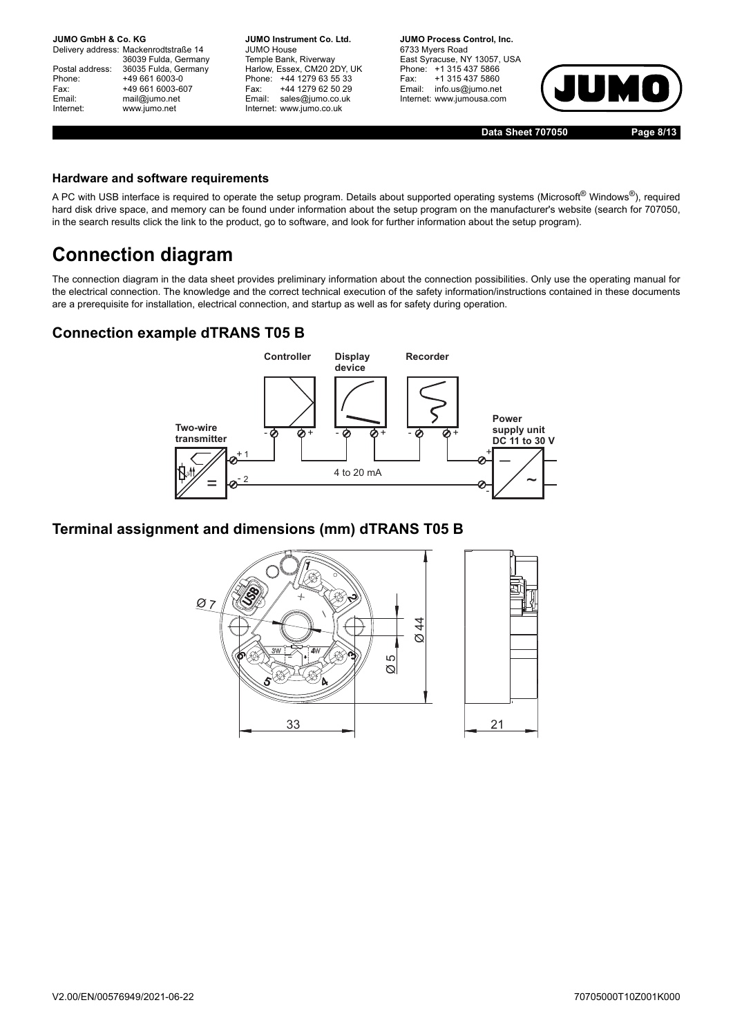### Hardware and software requirements

A PC with USB interface is required to operate the setup program. Details about supported operating systems (Microsoft® Windows®), required hard disk drive space, and memory can be found under information about the setup program on the manufacturer's website (search for 707050, in the search results click the link to the product, go to software, and look for further information about the setup program).

# Connection diagram

The connection diagram in the data sheet provides preliminary information about the connection possibilities. Only use the operating manual for the electrical connection. The knowledge and the correct technical execution of the safety information/instructions contained in these documents are a prerequisite for installation, electrical connection, and startup as well as for safety during operation.

## Connection example dTRANS T05 B

## Terminal assignment and dimensions (mm) dTRANS T05 B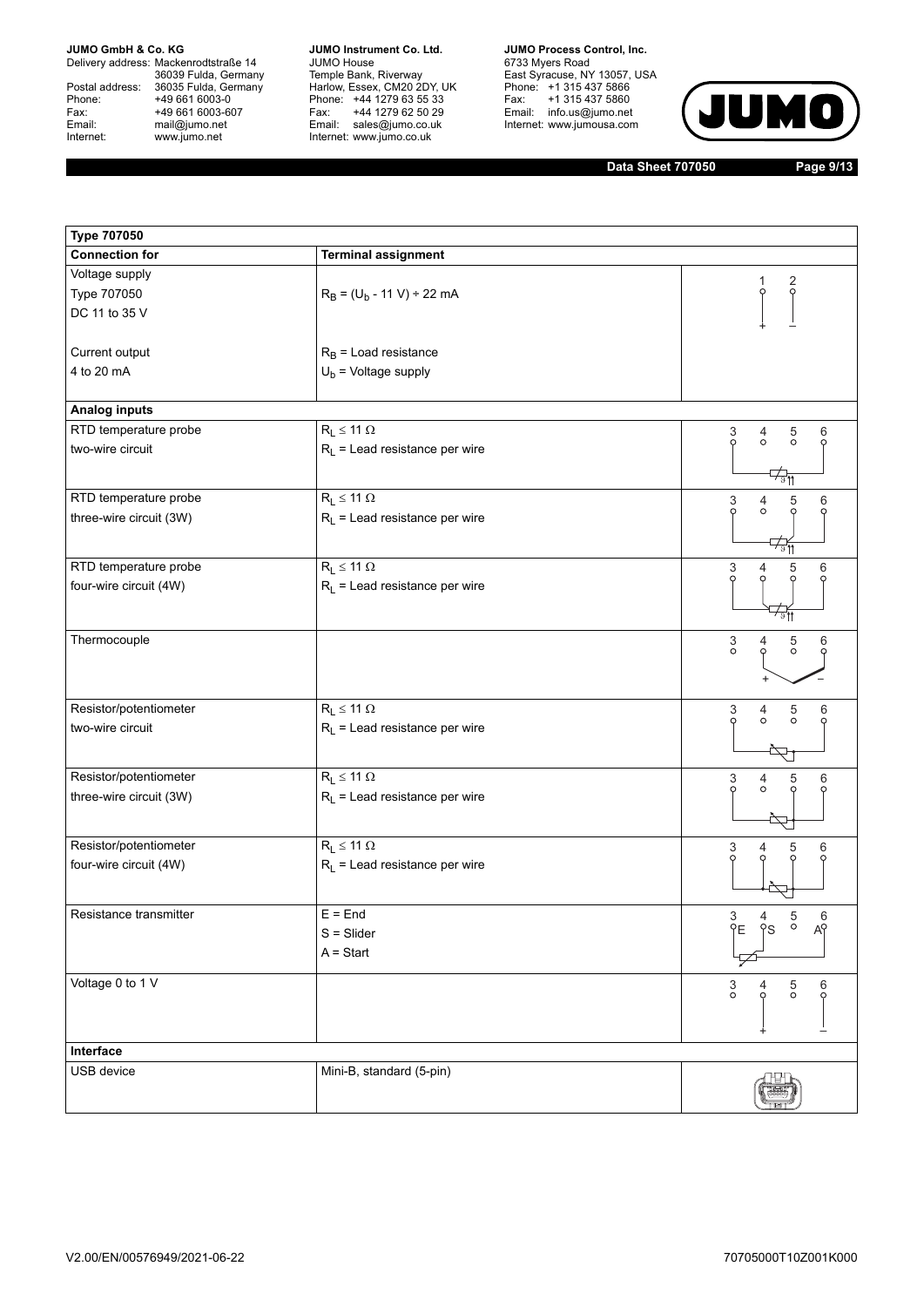| Type 707050 | | |
|---|---|---|
| **Connection for** | **Terminal assignment** | |
| Voltage supply<br>Type 707050<br>DC 11 to 35 V | $R_B = (U_b - 11\ V) \div 22\ mA$ | 1 2<br>+ − |
| Current output<br>4 to 20 mA | $R_B$ = Load resistance<br>$U_b$ = Voltage supply | |
| **Analog inputs** | | |
| RTD temperature probe<br>two-wire circuit | $R_L \leq 11\ \Omega$<br>$R_L$ = Lead resistance per wire | 3 4 5 6 |
| RTD temperature probe<br>three-wire circuit (3W) | $R_L \leq 11\ \Omega$<br>$R_L$ = Lead resistance per wire | 3 4 5 6 |
| RTD temperature probe<br>four-wire circuit (4W) | $R_L \leq 11\ \Omega$<br>$R_L$ = Lead resistance per wire | 3 4 5 6 |
| Thermocouple | | 3 4 5 6<br>+ − |
| Resistor/potentiometer<br>two-wire circuit | $R_L \leq 11\ \Omega$<br>$R_L$ = Lead resistance per wire | 3 4 5 6 |
| Resistor/potentiometer<br>three-wire circuit (3W) | $R_L \leq 11\ \Omega$<br>$R_L$ = Lead resistance per wire | 3 4 5 6 |
| Resistor/potentiometer<br>four-wire circuit (4W) | $R_L \leq 11\ \Omega$<br>$R_L$ = Lead resistance per wire | 3 4 5 6 |
| Resistance transmitter | E = End<br>S = Slider<br>A = Start | 3 4 5 6<br>E S A |
| Voltage 0 to 1 V | | 3 4 5 6<br>+ − |
| **Interface** | | |
| USB device | Mini-B, standard (5-pin) | |

V2.00/EN/00576949/2021-06-22

70705000T10Z001K000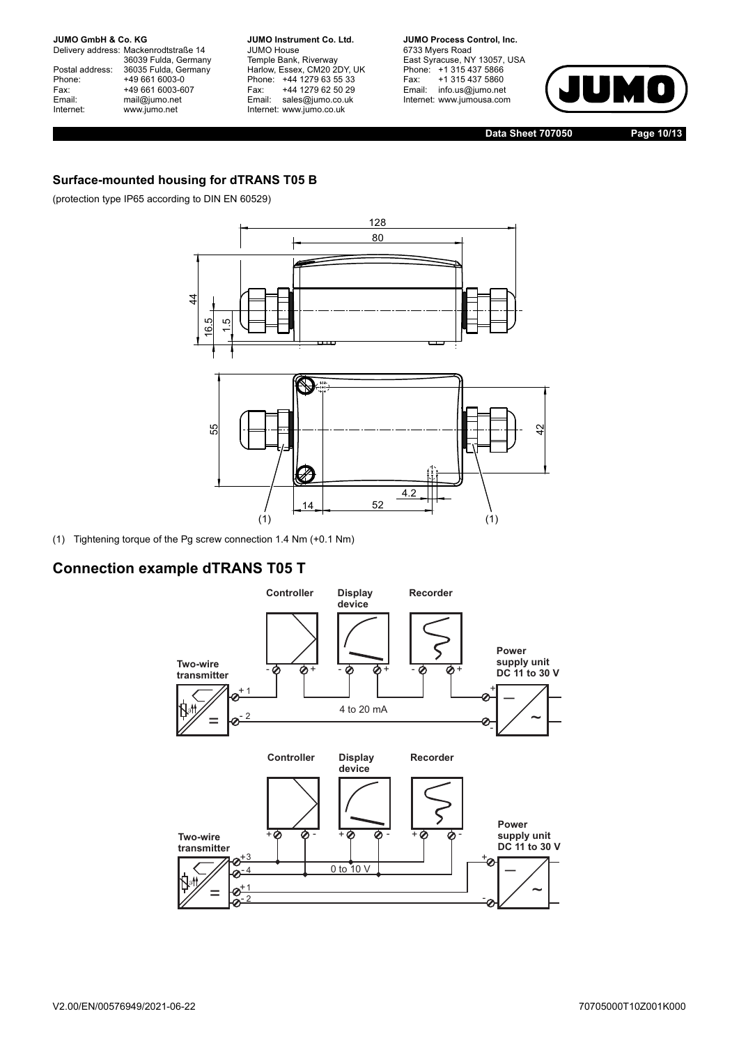### Surface-mounted housing for dTRANS T05 B

(protection type IP65 according to DIN EN 60529)

(1) Tightening torque of the Pg screw connection 1.4 Nm (+0.1 Nm)

## Connection example dTRANS T05 T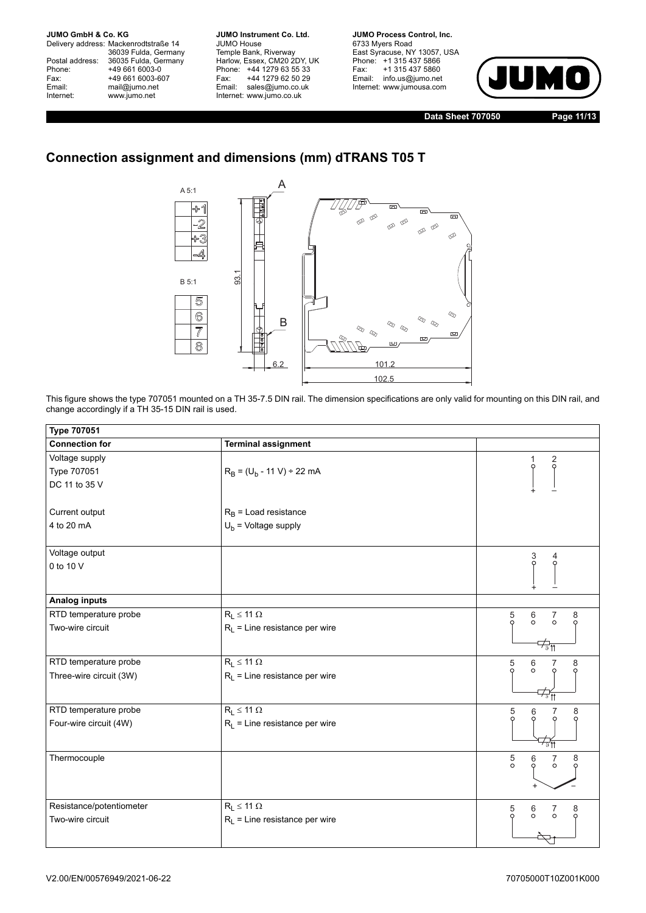## Connection assignment and dimensions (mm) dTRANS T05 T

A 5:1

B 5:1

This figure shows the type 707051 mounted on a TH 35-7.5 DIN rail. The dimension specifications are only valid for mounting on this DIN rail, and change accordingly if a TH 35-15 DIN rail is used.

| **Type 707051** | | |
|---|---|---|
| **Connection for** | **Terminal assignment** | |
| Voltage supply<br>Type 707051<br>DC 11 to 35 V | $R_B = (U_b - 11\ V) \div 22\ mA$ | 1 + 2 – |
| Current output<br>4 to 20 mA | $R_B$ = Load resistance<br>$U_b$ = Voltage supply | |
| Voltage output<br>0 to 10 V | | 3 + 4 – |
| **Analog inputs** | | |
| RTD temperature probe<br>Two-wire circuit | $R_L \leq 11\ \Omega$<br>$R_L$ = Line resistance per wire | 5 6 7 8 |
| RTD temperature probe<br>Three-wire circuit (3W) | $R_L \leq 11\ \Omega$<br>$R_L$ = Line resistance per wire | 5 6 7 8 |
| RTD temperature probe<br>Four-wire circuit (4W) | $R_L \leq 11\ \Omega$<br>$R_L$ = Line resistance per wire | 5 6 7 8 |
| Thermocouple | | 5 6 + 7 8 – |
| Resistance/potentiometer<br>Two-wire circuit | $R_L \leq 11\ \Omega$<br>$R_L$ = Line resistance per wire | 5 6 7 8 |

V2.00/EN/00576949/2021-06-22

70705000T10Z001K000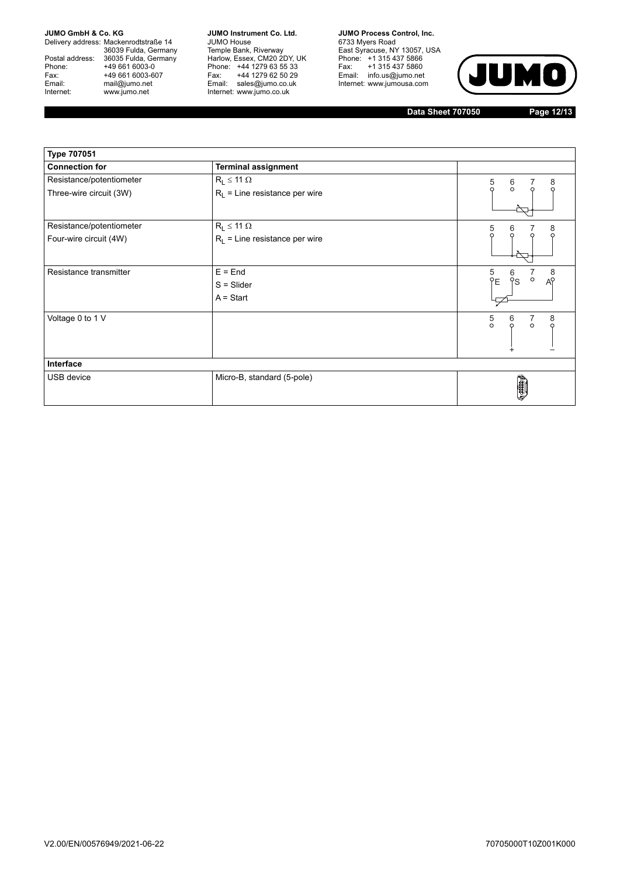| Type 707051 | | |
|---|---|---|
| **Connection for** | **Terminal assignment** | |
| Resistance/potentiometer<br>Three-wire circuit (3W) | $R_L \leq 11\ \Omega$<br>$R_L$ = Line resistance per wire | 5 6 7 8 |
| Resistance/potentiometer<br>Four-wire circuit (4W) | $R_L \leq 11\ \Omega$<br>$R_L$ = Line resistance per wire | 5 6 7 8 |
| Resistance transmitter | E = End<br>S = Slider<br>A = Start | 5 6 7 8<br>E S A |
| Voltage 0 to 1 V | | 5 6 7 8<br>+ – |
| **Interface** | | |
| USB device | Micro-B, standard (5-pole) | |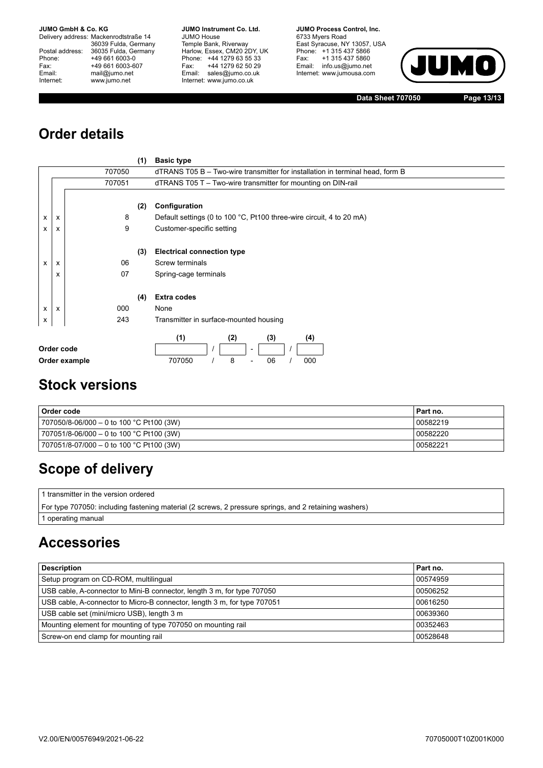## Order details

| | | | | |
|---|---|---|---|---|
| | | | **(1)** | **Basic type** |
| | | 707050 | | dTRANS T05 B – Two-wire transmitter for installation in terminal head, form B |
| | | 707051 | | dTRANS T05 T – Two-wire transmitter for mounting on DIN-rail |
| | | | **(2)** | **Configuration** |
| x | x | 8 | | Default settings (0 to 100 °C, Pt100 three-wire circuit, 4 to 20 mA) |
| x | x | 9 | | Customer-specific setting |
| | | | **(3)** | **Electrical connection type** |
| x | x | 06 | | Screw terminals |
| | x | 07 | | Spring-cage terminals |
| | | | **(4)** | **Extra codes** |
| x | x | 000 | | None |
| x | | 243 | | Transmitter in surface-mounted housing |

| | (1) | | (2) | | (3) | | (4) |
|---|---|---|---|---|---|---|---|
| **Order code** | | / | | - | | / | |
| **Order example** | 707050 | / | 8 | - | 06 | / | 000 |

## Stock versions

| Order code | Part no. |
|---|---|
| 707050/8-06/000 – 0 to 100 °C Pt100 (3W) | 00582219 |
| 707051/8-06/000 – 0 to 100 °C Pt100 (3W) | 00582220 |
| 707051/8-07/000 – 0 to 100 °C Pt100 (3W) | 00582221 |

## Scope of delivery

| |
|---|
| 1 transmitter in the version ordered |
| For type 707050: including fastening material (2 screws, 2 pressure springs, and 2 retaining washers) |
| 1 operating manual |

## Accessories

| Description | Part no. |
|---|---|
| Setup program on CD-ROM, multilingual | 00574959 |
| USB cable, A-connector to Mini-B connector, length 3 m, for type 707050 | 00506252 |
| USB cable, A-connector to Micro-B connector, length 3 m, for type 707051 | 00616250 |
| USB cable set (mini/micro USB), length 3 m | 00639360 |
| Mounting element for mounting of type 707050 on mounting rail | 00352463 |
| Screw-on end clamp for mounting rail | 00528648 |